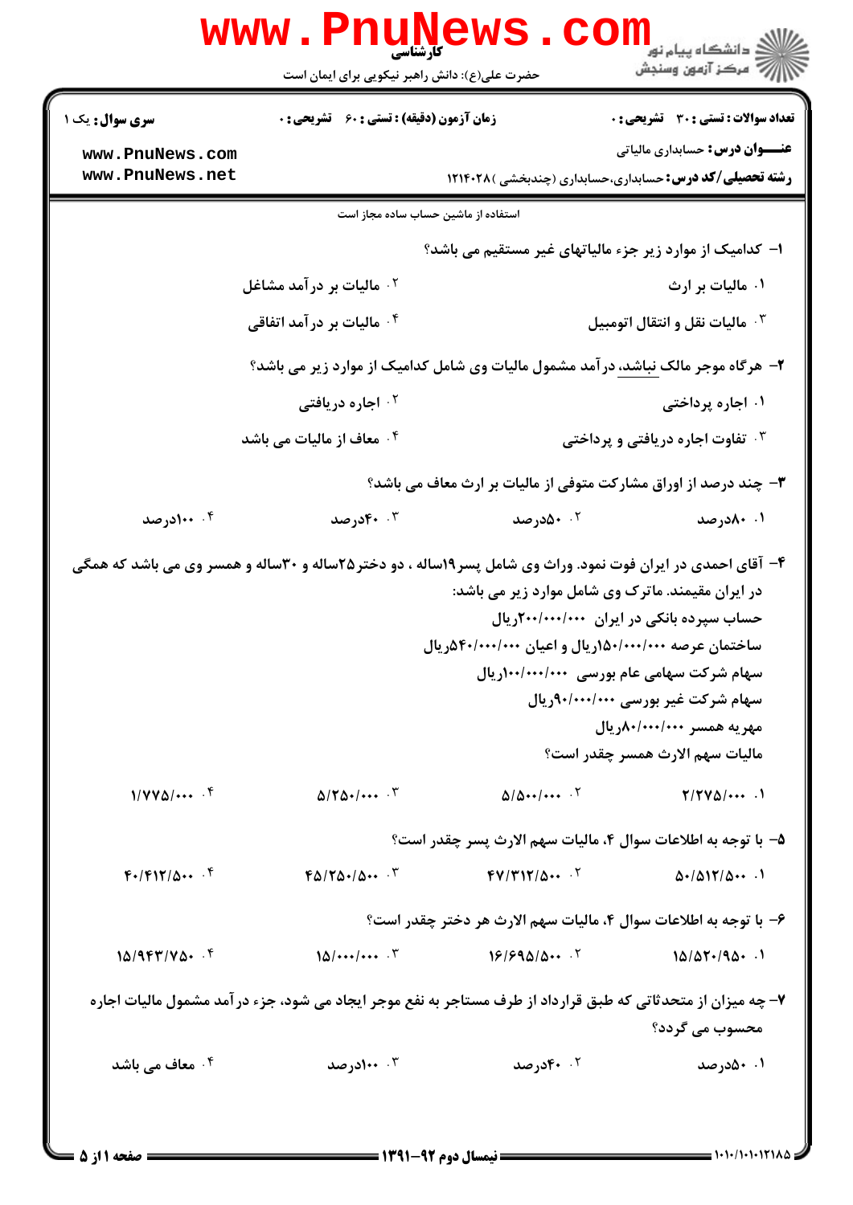کارشناسی

حضرت علی(ع): دانش راهبر نیکویی برای ایمان است

**سری سوال:** یک ۱ | **زمان آزمون (دقیقه) : تستی :** ۶۰ **تشریحی :** ۰ | **تعداد سوالات : تستی :** ۳۰ **تشریحی :** ۰

**عنـــوان درس:** حسابداری مالیاتی

**رشته تحصیلی/کد درس:** حسابداری،حسابداری (چندبخشی )۱۲۱۴۰۲۸

استفاده از ماشین حساب ساده مجاز است

۱- کدامیک از موارد زیر جزء مالیاتهای غیر مستقیم می باشد؟

۱. مالیات بر ارث
۲. مالیات بر درآمد مشاغل
۳. مالیات نقل و انتقال اتومبیل
۴. مالیات بر درآمد اتفاقی

۲- هرگاه موجر مالک نباشد، درآمد مشمول مالیات وی شامل کدامیک از موارد زیر می باشد؟

۱. اجاره پرداختی
۲. اجاره دریافتی
۳. تفاوت اجاره دریافتی و پرداختی
۴. معاف از مالیات می باشد

۳- چند درصد از اوراق مشارکت متوفی از مالیات بر ارث معاف می باشد؟

۱. ۸۰درصد
۲. ۵۰درصد
۳. ۴۰درصد
۴. ۱۰۰درصد

۴- آقای احمدی در ایران فوت نمود. وراث وی شامل پسر۱۹ساله ، دو دختر۲۵ساله و ۳۰ساله و همسر وی می باشد که همگی در ایران مقیمند. ماترک وی شامل موارد زیر می باشد:

حساب سپرده بانکی در ایران ۲۰۰/۰۰۰/۰۰۰ریال

ساختمان عرصه ۱۵۰/۰۰۰/۰۰۰ریال و اعیان ۵۴۰/۰۰۰/۰۰۰ریال

سهام شرکت سهامی عام بورسی ۱۰۰/۰۰۰/۰۰۰ریال

سهام شرکت غیر بورسی ۹۰/۰۰۰/۰۰۰ریال

مهریه همسر ۸۰/۰۰۰/۰۰۰ریال

مالیات سهم الارث همسر چقدر است؟

۱. ۲/۲۷۵/۰۰۰
۲. ۵/۵۰۰/۰۰۰
۳. ۵/۲۵۰/۰۰۰
۴. ۱/۷۷۵/۰۰۰

۵- با توجه به اطلاعات سوال ۴، مالیات سهم الارث پسر چقدر است؟

۱. ۵۰/۵۱۲/۵۰۰
۲. ۴۷/۳۱۲/۵۰۰
۳. ۴۵/۲۵۰/۵۰۰
۴. ۴۰/۴۱۲/۵۰۰

۶- با توجه به اطلاعات سوال ۴، مالیات سهم الارث هر دختر چقدر است؟

۱. ۱۵/۵۲۰/۹۵۰
۲. ۱۶/۶۹۵/۵۰۰
۳. ۱۵/۰۰۰/۰۰۰
۴. ۱۵/۹۴۳/۷۵۰

۷- چه میزان از متحدثاتی که طبق قرارداد از طرف مستاجر به نفع موجر ایجاد می شود، جزء درآمد مشمول مالیات اجاره محسوب می گردد؟

۱. ۵۰درصد
۲. ۴۰درصد
۳. ۱۰۰درصد
۴. معاف می باشد

نیمسال دوم ۹۲-۱۳۹۱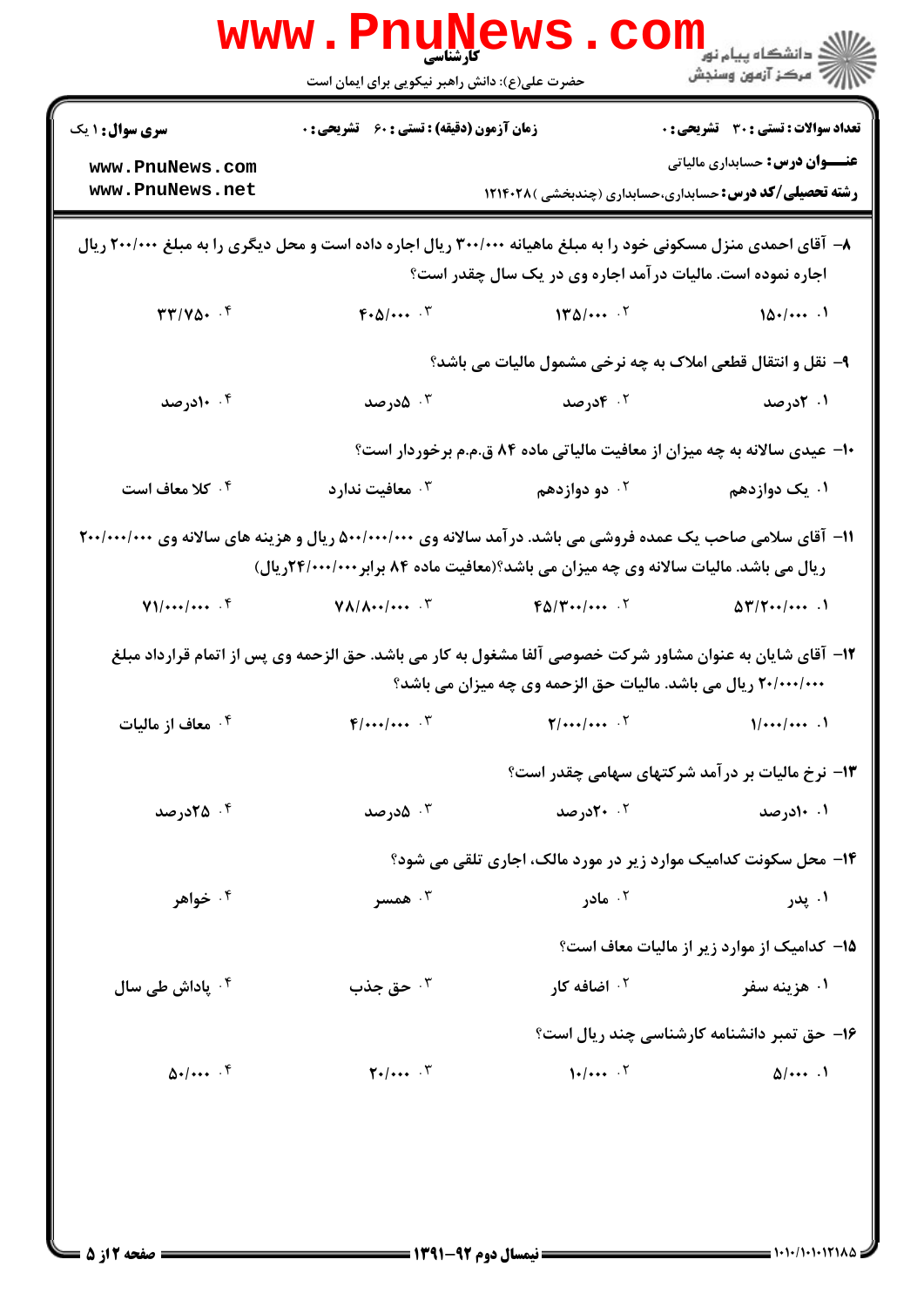۸- آقای احمدی منزل مسکونی خود را به مبلغ ماهیانه ۳۰۰/۰۰۰ ریال اجاره داده است و محل دیگری را به مبلغ ۲۰۰/۰۰۰ ریال اجاره نموده است. مالیات درآمد اجاره وی در یک سال چقدر است؟

۱. ۱۵۰/۰۰۰
۲. ۱۳۵/۰۰۰
۳. ۴۰۵/۰۰۰
۴. ۳۳/۷۵۰

۹- نقل و انتقال قطعی املاک به چه نرخی مشمول مالیات می باشد؟

۱. ۲درصد
۲. ۴درصد
۳. ۵درصد
۴. ۱۰درصد

۱۰- عیدی سالانه به چه میزان از معافیت مالیاتی ماده ۸۴ ق.م.م برخوردار است؟

۱. یک دوازدهم
۲. دو دوازدهم
۳. معافیت ندارد
۴. کلا معاف است

۱۱- آقای سلامی صاحب یک عمده فروشی می باشد. درآمد سالانه وی ۵۰۰/۰۰۰/۰۰۰ ریال و هزینه های سالانه وی ۲۰۰/۰۰۰/۰۰۰ ریال می باشد. مالیات سالانه وی چه میزان می باشد؟(معافیت ماده ۸۴ برابر ۲۴/۰۰۰/۰۰۰ریال)

۱. ۵۳/۲۰۰/۰۰۰
۲. ۴۵/۳۰۰/۰۰۰
۳. ۷۸/۸۰۰/۰۰۰
۴. ۷۱/۰۰۰/۰۰۰

۱۲- آقای شایان به عنوان مشاور شرکت خصوصی آلفا مشغول به کار می باشد. حق الزحمه وی پس از اتمام قرارداد مبلغ ۲۰/۰۰۰/۰۰۰ ریال می باشد. مالیات حق الزحمه وی چه میزان می باشد؟

۱. ۱/۰۰۰/۰۰۰
۲. ۲/۰۰۰/۰۰۰
۳. ۴/۰۰۰/۰۰۰
۴. معاف از مالیات

۱۳- نرخ مالیات بر درآمد شرکتهای سهامی چقدر است؟

۱. ۱۰درصد
۲. ۲۰درصد
۳. ۵درصد
۴. ۲۵درصد

۱۴- محل سکونت کدامیک موارد زیر در مورد مالک، اجاری تلقی می شود؟

۱. پدر
۲. مادر
۳. همسر
۴. خواهر

۱۵- کدامیک از موارد زیر از مالیات معاف است؟

۱. هزینه سفر
۲. اضافه کار
۳. حق جذب
۴. پاداش طی سال

۱۶- حق تمبر دانشنامه کارشناسی چند ریال است؟

۱. ۵/۰۰۰
۲. ۱۰/۰۰۰
۳. ۲۰/۰۰۰
۴. ۵۰/۰۰۰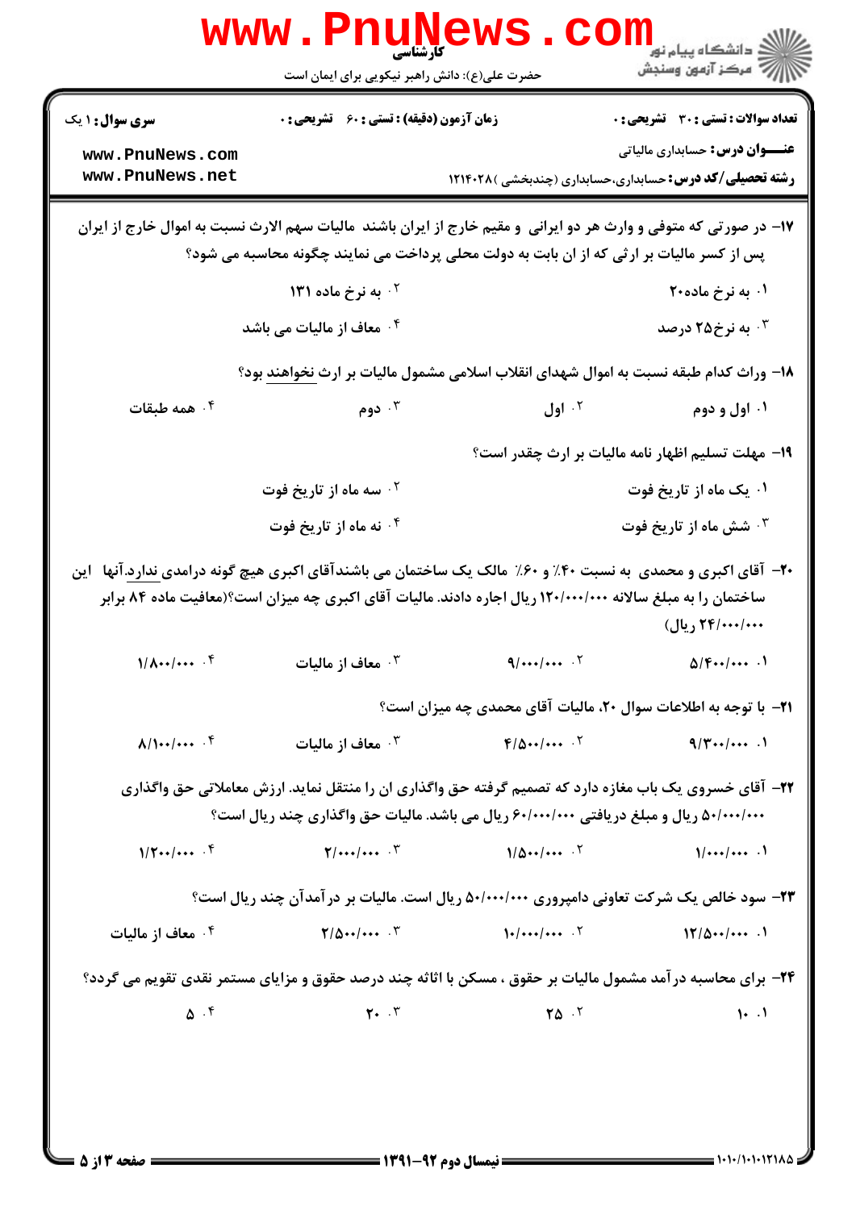سری سوال: ۱ یک | زمان آزمون (دقیقه) : تستی : ۶۰ تشریحی : ۰ | تعداد سوالات : تستی : ۳۰ تشریحی : ۰

**عنـــوان درس:** حسابداری مالیاتی

**رشته تحصیلی/کد درس:** حسابداری،حسابداری (چندبخشی )۱۲۱۴۰۲۸

۱۷- در صورتی که متوفی و وارث هر دو ایرانی و مقیم خارج از ایران باشند مالیات سهم الارث نسبت به اموال خارج از ایران پس از کسر مالیات بر ارثی که از ان بابت به دولت محلی پرداخت می نمایند چگونه محاسبه می شود؟

۱. به نرخ ماده۲۰
۲. به نرخ ماده ۱۳۱
۳. به نرخ۲۵ درصد
۴. معاف از مالیات می باشد

۱۸- وراث کدام طبقه نسبت به اموال شهدای انقلاب اسلامی مشمول مالیات بر ارث نخواهند بود؟

۱. اول و دوم
۲. اول
۳. دوم
۴. همه طبقات

۱۹- مهلت تسلیم اظهار نامه مالیات بر ارث چقدر است؟

۱. یک ماه از تاریخ فوت
۲. سه ماه از تاریخ فوت
۳. شش ماه از تاریخ فوت
۴. نه ماه از تاریخ فوت

۲۰- آقای اکبری و محمدی به نسبت ۴۰٪ و ۶۰٪ مالک یک ساختمان می باشندآقای اکبری هیچ گونه درامدی ندارد.آنها این ساختمان را به مبلغ سالانه ۱۲۰/۰۰۰/۰۰۰ ریال اجاره دادند. مالیات آقای اکبری چه میزان است؟(معافیت ماده ۸۴ برابر ۲۴/۰۰۰/۰۰۰ ریال)

۱. ۵/۴۰۰/۰۰۰
۲. ۹/۰۰۰/۰۰۰
۳. معاف از مالیات
۴. ۱/۸۰۰/۰۰۰

۲۱- با توجه به اطلاعات سوال ۲۰، مالیات آقای محمدی چه میزان است؟

۱. ۹/۳۰۰/۰۰۰
۲. ۴/۵۰۰/۰۰۰
۳. معاف از مالیات
۴. ۸/۱۰۰/۰۰۰

۲۲- آقای خسروی یک باب مغازه دارد که تصمیم گرفته حق واگذاری ان را منتقل نماید. ارزش معاملاتی حق واگذاری ۵۰/۰۰۰/۰۰۰ ریال و مبلغ دریافتی ۶۰/۰۰۰/۰۰۰ ریال می باشد. مالیات حق واگذاری چند ریال است؟

۱. ۱/۰۰۰/۰۰۰
۲. ۱/۵۰۰/۰۰۰
۳. ۲/۰۰۰/۰۰۰
۴. ۱/۲۰۰/۰۰۰

۲۳- سود خالص یک شرکت تعاونی دامپروری ۵۰/۰۰۰/۰۰۰ ریال است. مالیات بر درآمدآن چند ریال است؟

۱. ۱۲/۵۰۰/۰۰۰
۲. ۱۰/۰۰۰/۰۰۰
۳. ۲/۵۰۰/۰۰۰
۴. معاف از مالیات

۲۴- برای محاسبه درآمد مشمول مالیات بر حقوق ، مسکن با اثاثه چند درصد حقوق و مزایای مستمر نقدی تقویم می گردد؟

۱. ۱۰
۲. ۲۵
۳. ۲۰
۴. ۵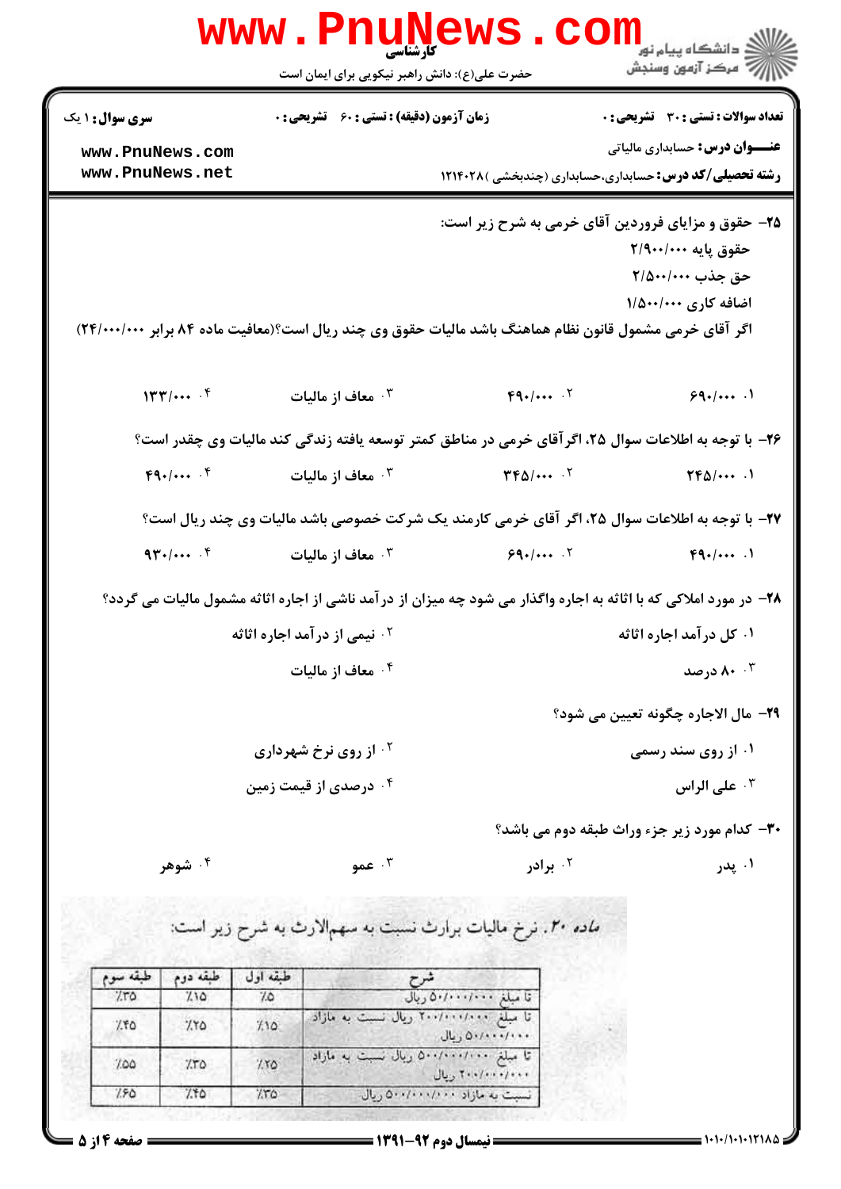**سری سوال:** ۱ یک | **زمان آزمون (دقیقه) : تستی :** ۶۰ **تشریحی :** ۰ | **تعداد سوالات : تستی :** ۳۰ **تشریحی :** ۰

**عنـــوان درس:** حسابداری مالیاتی

**رشته تحصیلی/کد درس:** حسابداری،حسابداری (چندبخشی )۱۲۱۴۰۲۸

۲۵– حقوق و مزایای فروردین آقای خرمی به شرح زیر است:

حقوق پایه ۲/۹۰۰/۰۰۰

حق جذب ۲/۵۰۰/۰۰۰

اضافه کاری ۱/۵۰۰/۰۰۰

اگر آقای خرمی مشمول قانون نظام هماهنگ باشد مالیات حقوق وی چند ریال است؟(معافیت ماده ۸۴ برابر ۲۴/۰۰۰/۰۰۰)

۱. ۶۹۰/۰۰۰

۲. ۴۹۰/۰۰۰

۳. معاف از مالیات

۴. ۱۳۳/۰۰۰

۲۶– با توجه به اطلاعات سوال ۲۵، اگرآقای خرمی در مناطق کمتر توسعه یافته زندگی کند مالیات وی چقدر است؟

۱. ۲۴۵/۰۰۰

۲. ۳۴۵/۰۰۰

۳. معاف از مالیات

۴. ۴۹۰/۰۰۰

۲۷– با توجه به اطلاعات سوال ۲۵، اگر آقای خرمی کارمند یک شرکت خصوصی باشد مالیات وی چند ریال است؟

۱. ۴۹۰/۰۰۰

۲. ۶۹۰/۰۰۰

۳. معاف از مالیات

۴. ۹۳۰/۰۰۰

۲۸– در مورد املاکی که با اثاثه به اجاره واگذار می شود چه میزان از درآمد ناشی از اجاره اثاثه مشمول مالیات می گردد؟

۱. کل درآمد اجاره اثاثه

۲. نیمی از درآمد اجاره اثاثه

۳. ۸۰ درصد

۴. معاف از مالیات

۲۹– مال الاجاره چگونه تعیین می شود؟

۱. از روی سند رسمی

۲. از روی نرخ شهرداری

۳. علی الراس

۴. درصدی از قیمت زمین

۳۰– کدام مورد زیر جزء وراث طبقه دوم می باشد؟

۱. پدر

۲. برادر

۳. عمو

۴. شوهر

*ماده ۲۰.* نرخ مالیات بر ارث نسبت به سهم‌الارث به شرح زیر است:

| شرح | طبقه اول | طبقه دوم | طبقه سوم |
|---|---|---|---|
| تا مبلغ ۵۰/۰۰۰/۰۰۰ ریال | ۵٪ | ۱۵٪ | ۳۵٪ |
| تا مبلغ ۲۰۰/۰۰۰/۰۰۰ ریال نسبت به مازاد ۵۰/۰۰۰/۰۰۰ ریال | ۱۵٪ | ۲۵٪ | ۴۵٪ |
| تا مبلغ ۵۰۰/۰۰۰/۰۰۰ ریال نسبت به مازاد ۲۰۰/۰۰۰/۰۰۰ ریال | ۲۵٪ | ۳۵٪ | ۵۵٪ |
| نسبت به مازاد ۵۰۰/۰۰۰/۰۰۰ ریال | ۳۵٪ | ۴۵٪ | ۶۵٪ |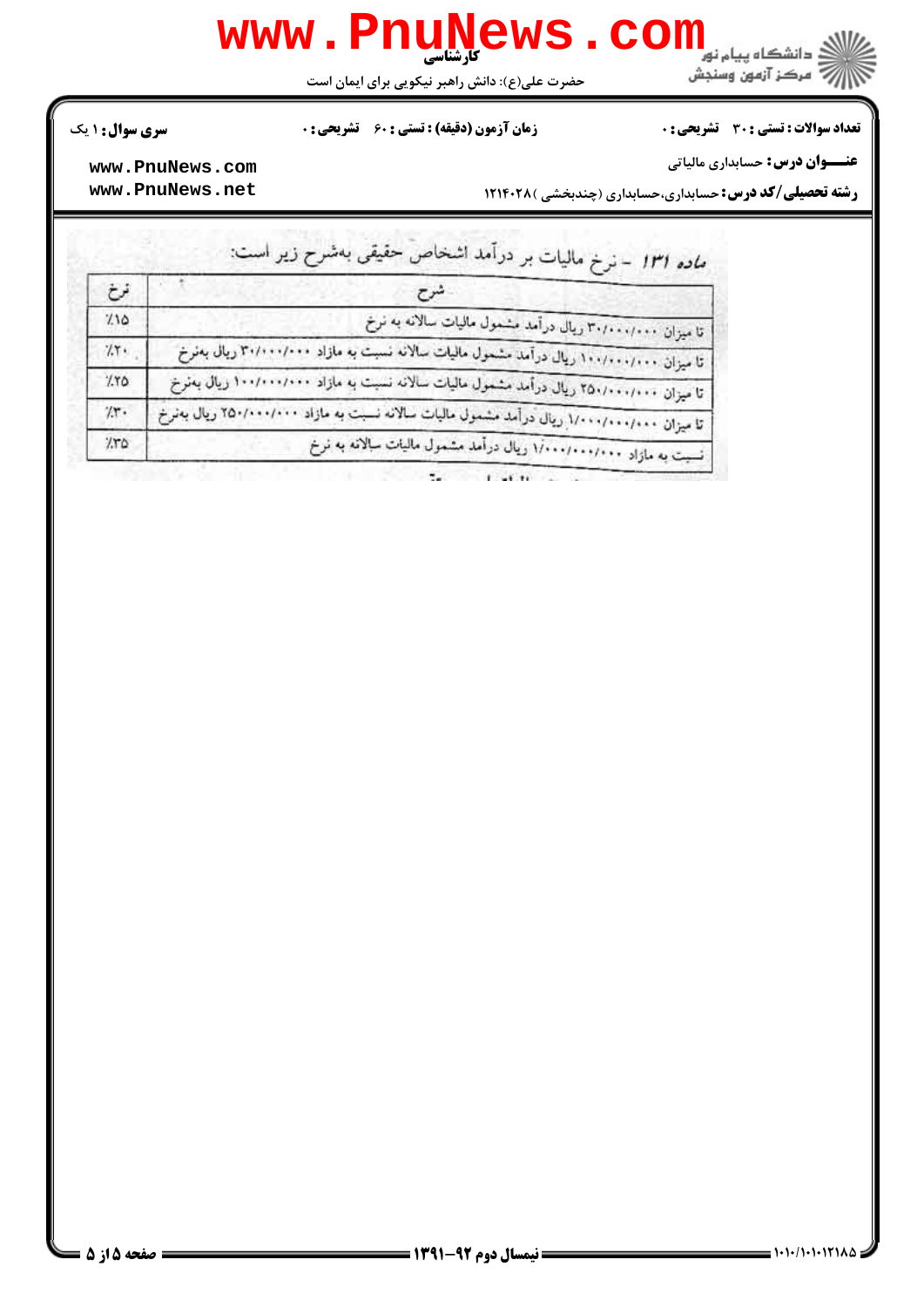ماده ۱۳۱ - نرخ مالیات بر درآمد اشخاص حقیقی به‌شرح زیر است:

| شرح | نرخ |
|---|---|
| تا میزان ۳۰/۰۰۰/۰۰۰ ریال درآمد مشمول مالیات سالانه به نرخ | ٪۱۵ |
| تا میزان ۱۰۰/۰۰۰/۰۰۰ ریال درآمد مشمول مالیات سالانه نسبت به مازاد ۳۰/۰۰۰/۰۰۰ ریال به‌نرخ | ٪۲۰ |
| تا میزان ۲۵۰/۰۰۰/۰۰۰ ریال درآمد مشمول مالیات سالانه نسبت به مازاد ۱۰۰/۰۰۰/۰۰۰ ریال به‌نرخ | ٪۲۵ |
| تا میزان ۱/۰۰۰/۰۰۰/۰۰۰ ریال درآمد مشمول مالیات سالانه نسبت به مازاد ۲۵۰/۰۰۰/۰۰۰ ریال به‌نرخ | ٪۳۰ |
| نسبت به مازاد ۱/۰۰۰/۰۰۰/۰۰۰ ریال درآمد مشمول مالیات سالانه به نرخ | ٪۳۵ |